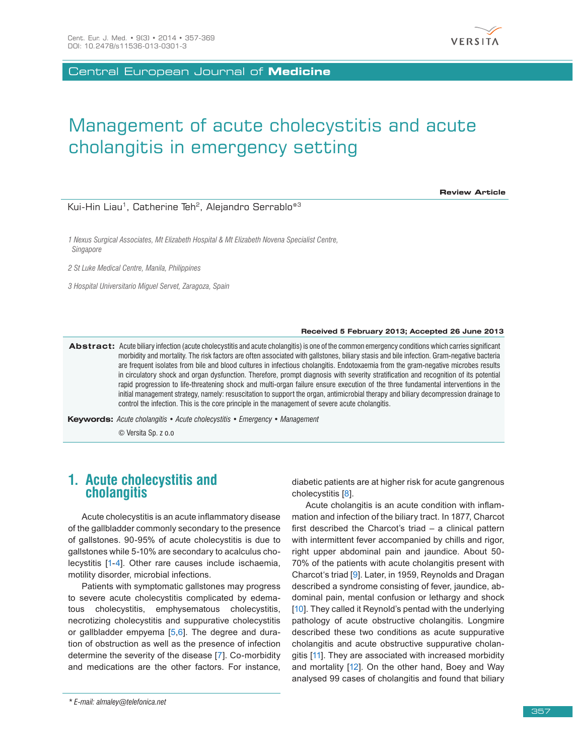Central European Journal of **Medicine**

# Management of acute cholecystitis and acute cholangitis in emergency setting

**Review Article**

Kui-Hin Liau[1], Catherine Teh[2], Alejandro Serrablo*[3]

*1 Nexus Surgical Associates, Mt Elizabeth Hospital & Mt Elizabeth Novena Specialist Centre, Singapore*

*2 St Luke Medical Centre, Manila, Philippines*

*3 Hospital Universitario Miguel Servet, Zaragoza, Spain*

**Received 5 February 2013; Accepted 26 June 2013**

**Abstract:** Acute biliary infection (acute cholecystitis and acute cholangitis) is one of the common emergency conditions which carries significant morbidity and mortality. The risk factors are often associated with gallstones, biliary stasis and bile infection. Gram-negative bacteria are frequent isolates from bile and blood cultures in infectious cholangitis. Endotoxaemia from the gram-negative microbes results in circulatory shock and organ dysfunction. Therefore, prompt diagnosis with severity stratification and recognition of its potential rapid progression to life-threatening shock and multi-organ failure ensure execution of the three fundamental interventions in the initial management strategy, namely: resuscitation to support the organ, antimicrobial therapy and biliary decompression drainage to control the infection. This is the core principle in the management of severe acute cholangitis.

**Keywords:** *Acute cholangitis • Acute cholecystitis • Emergency • Management*

© Versita Sp. z o.o

## 1. Acute cholecystitis and cholangitis

Acute cholecystitis is an acute inflammatory disease of the gallbladder commonly secondary to the presence of gallstones. 90-95% of acute cholecystitis is due to gallstones while 5-10% are secondary to acalculus cholecystitis [1-4]. Other rare causes include ischaemia, motility disorder, microbial infections.

Patients with symptomatic gallstones may progress to severe acute cholecystitis complicated by edematous cholecystitis, emphysematous cholecystitis, necrotizing cholecystitis and suppurative cholecystitis or gallbladder empyema [5,6]. The degree and duration of obstruction as well as the presence of infection determine the severity of the disease [7]. Co-morbidity and medications are the other factors. For instance, diabetic patients are at higher risk for acute gangrenous cholecystitis [8].

Acute cholangitis is an acute condition with inflammation and infection of the biliary tract. In 1877, Charcot first described the Charcot's triad – a clinical pattern with intermittent fever accompanied by chills and rigor, right upper abdominal pain and jaundice. About 50-70% of the patients with acute cholangitis present with Charcot's triad [9]. Later, in 1959, Reynolds and Dragan described a syndrome consisting of fever, jaundice, abdominal pain, mental confusion or lethargy and shock [10]. They called it Reynold's pentad with the underlying pathology of acute obstructive cholangitis. Longmire described these two conditions as acute suppurative cholangitis and acute obstructive suppurative cholangitis [11]. They are associated with increased morbidity and mortality [12]. On the other hand, Boey and Way analysed 99 cases of cholangitis and found that biliary

* *E-mail: almaley@telefonica.net*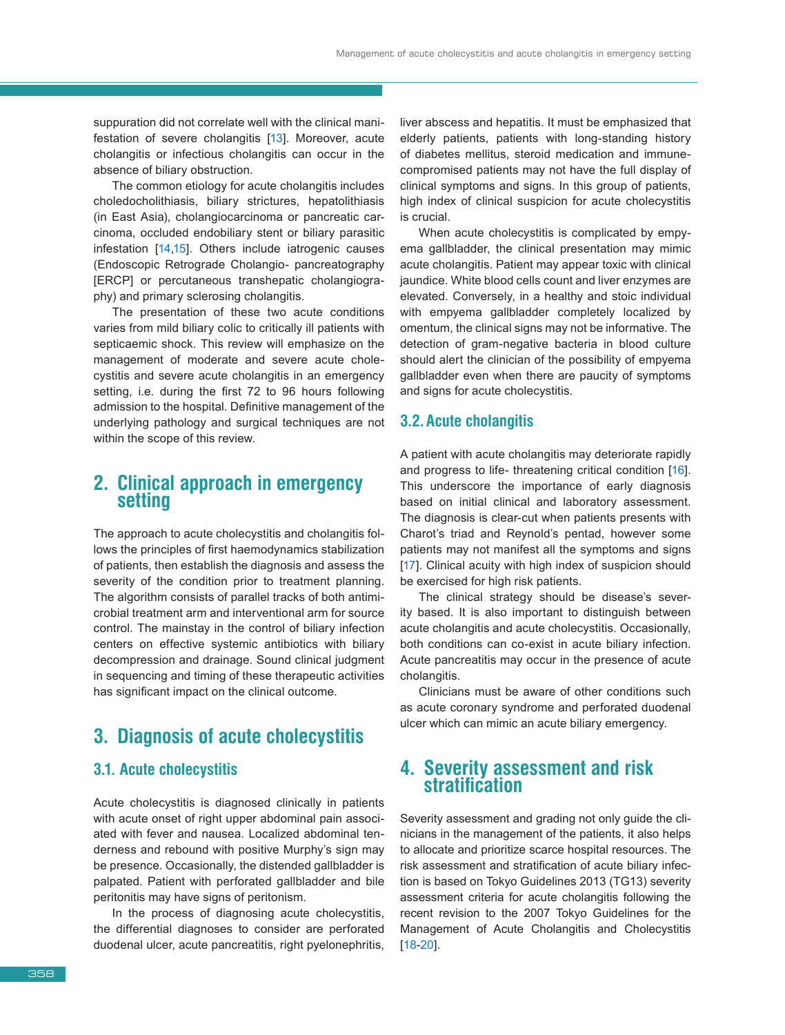suppuration did not correlate well with the clinical manifestation of severe cholangitis [13]. Moreover, acute cholangitis or infectious cholangitis can occur in the absence of biliary obstruction.

The common etiology for acute cholangitis includes choledocholithiasis, biliary strictures, hepatolithiasis (in East Asia), cholangiocarcinoma or pancreatic carcinoma, occluded endobiliary stent or biliary parasitic infestation [14,15]. Others include iatrogenic causes (Endoscopic Retrograde Cholangio- pancreatography [ERCP] or percutaneous transhepatic cholangiography) and primary sclerosing cholangitis.

The presentation of these two acute conditions varies from mild biliary colic to critically ill patients with septicaemic shock. This review will emphasize on the management of moderate and severe acute cholecystitis and severe acute cholangitis in an emergency setting, i.e. during the first 72 to 96 hours following admission to the hospital. Definitive management of the underlying pathology and surgical techniques are not within the scope of this review.

## 2. Clinical approach in emergency setting

The approach to acute cholecystitis and cholangitis follows the principles of first haemodynamics stabilization of patients, then establish the diagnosis and assess the severity of the condition prior to treatment planning. The algorithm consists of parallel tracks of both antimicrobial treatment arm and interventional arm for source control. The mainstay in the control of biliary infection centers on effective systemic antibiotics with biliary decompression and drainage. Sound clinical judgment in sequencing and timing of these therapeutic activities has significant impact on the clinical outcome.

## 3. Diagnosis of acute cholecystitis

### 3.1. Acute cholecystitis

Acute cholecystitis is diagnosed clinically in patients with acute onset of right upper abdominal pain associated with fever and nausea. Localized abdominal tenderness and rebound with positive Murphy's sign may be presence. Occasionally, the distended gallbladder is palpated. Patient with perforated gallbladder and bile peritonitis may have signs of peritonism.

In the process of diagnosing acute cholecystitis, the differential diagnoses to consider are perforated duodenal ulcer, acute pancreatitis, right pyelonephritis, liver abscess and hepatitis. It must be emphasized that elderly patients, patients with long-standing history of diabetes mellitus, steroid medication and immune-compromised patients may not have the full display of clinical symptoms and signs. In this group of patients, high index of clinical suspicion for acute cholecystitis is crucial.

When acute cholecystitis is complicated by empyema gallbladder, the clinical presentation may mimic acute cholangitis. Patient may appear toxic with clinical jaundice. White blood cells count and liver enzymes are elevated. Conversely, in a healthy and stoic individual with empyema gallbladder completely localized by omentum, the clinical signs may not be informative. The detection of gram-negative bacteria in blood culture should alert the clinician of the possibility of empyema gallbladder even when there are paucity of symptoms and signs for acute cholecystitis.

### 3.2. Acute cholangitis

A patient with acute cholangitis may deteriorate rapidly and progress to life- threatening critical condition [16]. This underscore the importance of early diagnosis based on initial clinical and laboratory assessment. The diagnosis is clear-cut when patients presents with Charot's triad and Reynold's pentad, however some patients may not manifest all the symptoms and signs [17]. Clinical acuity with high index of suspicion should be exercised for high risk patients.

The clinical strategy should be disease's severity based. It is also important to distinguish between acute cholangitis and acute cholecystitis. Occasionally, both conditions can co-exist in acute biliary infection. Acute pancreatitis may occur in the presence of acute cholangitis.

Clinicians must be aware of other conditions such as acute coronary syndrome and perforated duodenal ulcer which can mimic an acute biliary emergency.

## 4. Severity assessment and risk stratification

Severity assessment and grading not only guide the clinicians in the management of the patients, it also helps to allocate and prioritize scarce hospital resources. The risk assessment and stratification of acute biliary infection is based on Tokyo Guidelines 2013 (TG13) severity assessment criteria for acute cholangitis following the recent revision to the 2007 Tokyo Guidelines for the Management of Acute Cholangitis and Cholecystitis [18-20].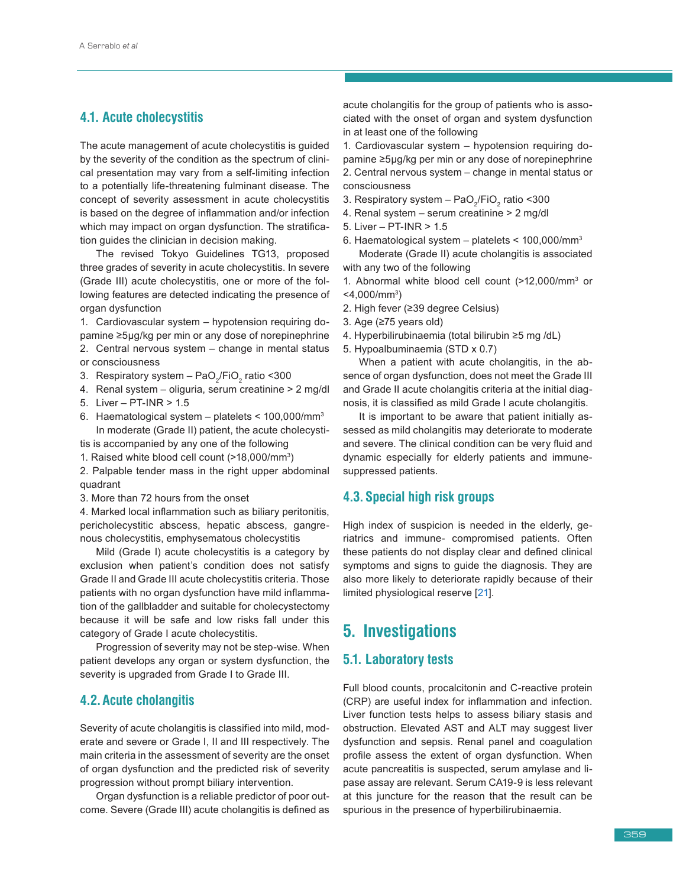### 4.1. Acute cholecystitis

The acute management of acute cholecystitis is guided by the severity of the condition as the spectrum of clinical presentation may vary from a self-limiting infection to a potentially life-threatening fulminant disease. The concept of severity assessment in acute cholecystitis is based on the degree of inflammation and/or infection which may impact on organ dysfunction. The stratification guides the clinician in decision making.

The revised Tokyo Guidelines TG13, proposed three grades of severity in acute cholecystitis. In severe (Grade III) acute cholecystitis, one or more of the following features are detected indicating the presence of organ dysfunction

1. Cardiovascular system – hypotension requiring dopamine ≥5µg/kg per min or any dose of norepinephrine
2. Central nervous system – change in mental status or consciousness
3. Respiratory system – $PaO_2/FiO_2$ ratio <300
4. Renal system – oliguria, serum creatinine > 2 mg/dl
5. Liver – PT-INR > 1.5
6. Haematological system – platelets < 100,000/$mm^3$

In moderate (Grade II) patient, the acute cholecystitis is accompanied by any one of the following

1. Raised white blood cell count (>18,000/$mm^3$)
2. Palpable tender mass in the right upper abdominal quadrant
3. More than 72 hours from the onset
4. Marked local inflammation such as biliary peritonitis, pericholecystitic abscess, hepatic abscess, gangrenous cholecystitis, emphysematous cholecystitis

Mild (Grade I) acute cholecystitis is a category by exclusion when patient's condition does not satisfy Grade II and Grade III acute cholecystitis criteria. Those patients with no organ dysfunction have mild inflammation of the gallbladder and suitable for cholecystectomy because it will be safe and low risks fall under this category of Grade I acute cholecystitis.

Progression of severity may not be step-wise. When patient develops any organ or system dysfunction, the severity is upgraded from Grade I to Grade III.

### 4.2. Acute cholangitis

Severity of acute cholangitis is classified into mild, moderate and severe or Grade I, II and III respectively. The main criteria in the assessment of severity are the onset of organ dysfunction and the predicted risk of severity progression without prompt biliary intervention.

Organ dysfunction is a reliable predictor of poor outcome. Severe (Grade III) acute cholangitis is defined as acute cholangitis for the group of patients who is associated with the onset of organ and system dysfunction in at least one of the following

1. Cardiovascular system – hypotension requiring dopamine ≥5µg/kg per min or any dose of norepinephrine
2. Central nervous system – change in mental status or consciousness
3. Respiratory system – $PaO_2/FiO_2$ ratio <300
4. Renal system – serum creatinine > 2 mg/dl
5. Liver – PT-INR > 1.5
6. Haematological system – platelets < 100,000/$mm^3$

Moderate (Grade II) acute cholangitis is associated with any two of the following

1. Abnormal white blood cell count (>12,000/$mm^3$ or <4,000/$mm^3$)
2. High fever (≥39 degree Celsius)
3. Age (≥75 years old)
4. Hyperbilirubinaemia (total bilirubin ≥5 mg /dL)
5. Hypoalbuminaemia (STD x 0.7)

When a patient with acute cholangitis, in the absence of organ dysfunction, does not meet the Grade III and Grade II acute cholangitis criteria at the initial diagnosis, it is classified as mild Grade I acute cholangitis.

It is important to be aware that patient initially assessed as mild cholangitis may deteriorate to moderate and severe. The clinical condition can be very fluid and dynamic especially for elderly patients and immune-suppressed patients.

### 4.3. Special high risk groups

High index of suspicion is needed in the elderly, geriatrics and immune- compromised patients. Often these patients do not display clear and defined clinical symptoms and signs to guide the diagnosis. They are also more likely to deteriorate rapidly because of their limited physiological reserve [21].

## 5. Investigations

### 5.1. Laboratory tests

Full blood counts, procalcitonin and C-reactive protein (CRP) are useful index for inflammation and infection. Liver function tests helps to assess biliary stasis and obstruction. Elevated AST and ALT may suggest liver dysfunction and sepsis. Renal panel and coagulation profile assess the extent of organ dysfunction. When acute pancreatitis is suspected, serum amylase and lipase assay are relevant. Serum CA19-9 is less relevant at this juncture for the reason that the result can be spurious in the presence of hyperbilirubinaemia.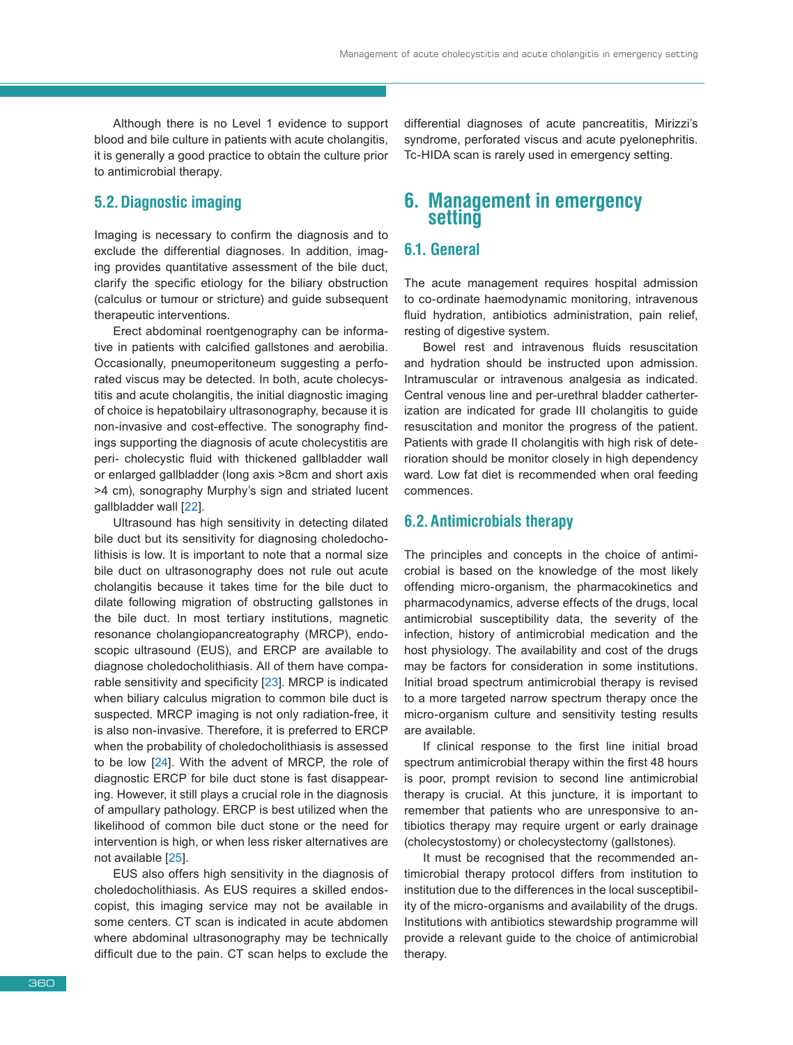Although there is no Level 1 evidence to support blood and bile culture in patients with acute cholangitis, it is generally a good practice to obtain the culture prior to antimicrobial therapy.

### 5.2. Diagnostic imaging

Imaging is necessary to confirm the diagnosis and to exclude the differential diagnoses. In addition, imaging provides quantitative assessment of the bile duct, clarify the specific etiology for the biliary obstruction (calculus or tumour or stricture) and guide subsequent therapeutic interventions.

Erect abdominal roentgenography can be informative in patients with calcified gallstones and aerobilia. Occasionally, pneumoperitoneum suggesting a perforated viscus may be detected. In both, acute cholecystitis and acute cholangitis, the initial diagnostic imaging of choice is hepatobilairy ultrasonography, because it is non-invasive and cost-effective. The sonography findings supporting the diagnosis of acute cholecystitis are peri- cholecystic fluid with thickened gallbladder wall or enlarged gallbladder (long axis >8cm and short axis >4 cm), sonography Murphy's sign and striated lucent gallbladder wall [22].

Ultrasound has high sensitivity in detecting dilated bile duct but its sensitivity for diagnosing choledocholithisis is low. It is important to note that a normal size bile duct on ultrasonography does not rule out acute cholangitis because it takes time for the bile duct to dilate following migration of obstructing gallstones in the bile duct. In most tertiary institutions, magnetic resonance cholangiopancreatography (MRCP), endoscopic ultrasound (EUS), and ERCP are available to diagnose choledocholithiasis. All of them have comparable sensitivity and specificity [23]. MRCP is indicated when biliary calculus migration to common bile duct is suspected. MRCP imaging is not only radiation-free, it is also non-invasive. Therefore, it is preferred to ERCP when the probability of choledocholithiasis is assessed to be low [24]. With the advent of MRCP, the role of diagnostic ERCP for bile duct stone is fast disappearing. However, it still plays a crucial role in the diagnosis of ampullary pathology. ERCP is best utilized when the likelihood of common bile duct stone or the need for intervention is high, or when less risker alternatives are not available [25].

EUS also offers high sensitivity in the diagnosis of choledocholithiasis. As EUS requires a skilled endoscopist, this imaging service may not be available in some centers. CT scan is indicated in acute abdomen where abdominal ultrasonography may be technically difficult due to the pain. CT scan helps to exclude the differential diagnoses of acute pancreatitis, Mirizzi's syndrome, perforated viscus and acute pyelonephritis. Tc-HIDA scan is rarely used in emergency setting.

## 6. Management in emergency setting

### 6.1. General

The acute management requires hospital admission to co-ordinate haemodynamic monitoring, intravenous fluid hydration, antibiotics administration, pain relief, resting of digestive system.

Bowel rest and intravenous fluids resuscitation and hydration should be instructed upon admission. Intramuscular or intravenous analgesia as indicated. Central venous line and per-urethral bladder catherterization are indicated for grade III cholangitis to guide resuscitation and monitor the progress of the patient. Patients with grade II cholangitis with high risk of deterioration should be monitor closely in high dependency ward. Low fat diet is recommended when oral feeding commences.

### 6.2. Antimicrobials therapy

The principles and concepts in the choice of antimicrobial is based on the knowledge of the most likely offending micro-organism, the pharmacokinetics and pharmacodynamics, adverse effects of the drugs, local antimicrobial susceptibility data, the severity of the infection, history of antimicrobial medication and the host physiology. The availability and cost of the drugs may be factors for consideration in some institutions. Initial broad spectrum antimicrobial therapy is revised to a more targeted narrow spectrum therapy once the micro-organism culture and sensitivity testing results are available.

If clinical response to the first line initial broad spectrum antimicrobial therapy within the first 48 hours is poor, prompt revision to second line antimicrobial therapy is crucial. At this juncture, it is important to remember that patients who are unresponsive to antibiotics therapy may require urgent or early drainage (cholecystostomy) or cholecystectomy (gallstones).

It must be recognised that the recommended antimicrobial therapy protocol differs from institution to institution due to the differences in the local susceptibility of the micro-organisms and availability of the drugs. Institutions with antibiotics stewardship programme will provide a relevant guide to the choice of antimicrobial therapy.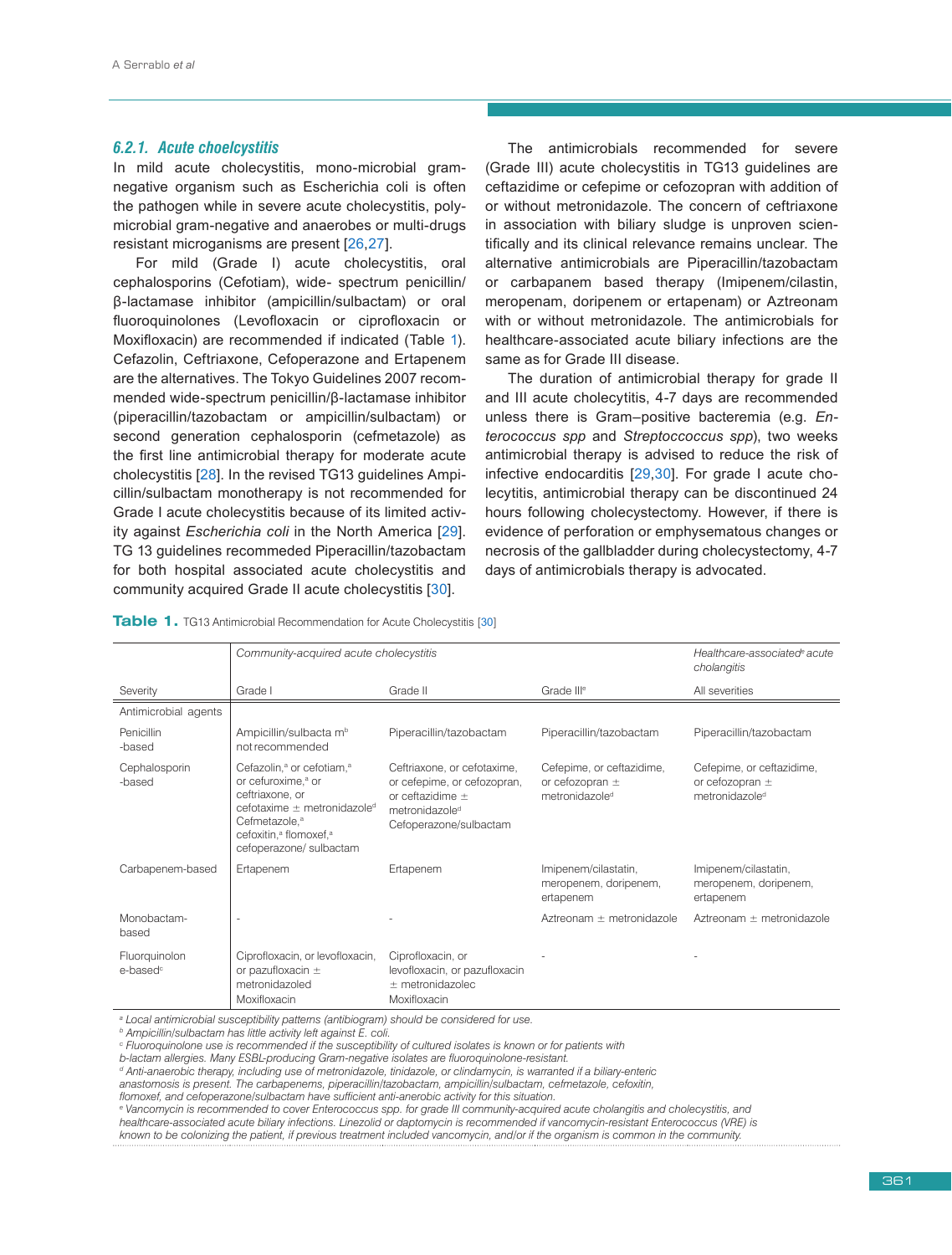### 6.2.1. Acute choelcystitis

In mild acute cholecystitis, mono-microbial gram-negative organism such as Escherichia coli is often the pathogen while in severe acute cholecystitis, poly-microbial gram-negative and anaerobes or multi-drugs resistant microganisms are present [26,27].

For mild (Grade I) acute cholecystitis, oral cephalosporins (Cefotiam), wide- spectrum penicillin/β-lactamase inhibitor (ampicillin/sulbactam) or oral fluoroquinolones (Levofloxacin or ciprofloxacin or Moxifloxacin) are recommended if indicated (Table 1). Cefazolin, Ceftriaxone, Cefoperazone and Ertapenem are the alternatives. The Tokyo Guidelines 2007 recommended wide-spectrum penicillin/β-lactamase inhibitor (piperacillin/tazobactam or ampicillin/sulbactam) or second generation cephalosporin (cefmetazole) as the first line antimicrobial therapy for moderate acute cholecystitis [28]. In the revised TG13 guidelines Ampicillin/sulbactam monotherapy is not recommended for Grade I acute cholecystitis because of its limited activity against *Escherichia coli* in the North America [29]. TG 13 guidelines recommeded Piperacillin/tazobactam for both hospital associated acute cholecystitis and community acquired Grade II acute cholecystitis [30].

The antimicrobials recommended for severe (Grade III) acute cholecystitis in TG13 guidelines are ceftazidime or cefepime or cefozopran with addition of or without metronidazole. The concern of ceftriaxone in association with biliary sludge is unproven scientifically and its clinical relevance remains unclear. The alternative antimicrobials are Piperacillin/tazobactam or carbapenem based therapy (Imipenem/cilastin, meropenem, doripenem or ertapenam) or Aztreonam with or without metronidazole. The antimicrobials for healthcare-associated acute biliary infections are the same as for Grade III disease.

The duration of antimicrobial therapy for grade II and III acute cholecytitis, 4-7 days are recommended unless there is Gram–positive bacteremia (e.g. *Enterococcus spp* and *Streptocccocus spp*), two weeks antimicrobial therapy is advised to reduce the risk of infective endocarditis [29,30]. For grade I acute cholecytitis, antimicrobial therapy can be discontinued 24 hours following cholecystectomy. However, if there is evidence of perforation or emphysematous changes or necrosis of the gallbladder during cholecystectomy, 4-7 days of antimicrobials therapy is advocated.

**Table 1.** TG13 Antimicrobial Recommendation for Acute Cholecystitis [30]

| | *Community-acquired acute cholecystitis* | | | *Healthcare-associated[e] acute cholangitis* |
|---|---|---|---|---|
| Severity | Grade I | Grade II | Grade III[e] | All severities |
| Antimicrobial agents | | | | |
| Penicillin -based | Ampicillin/sulbacta m[b] not recommended | Piperacillin/tazobactam | Piperacillin/tazobactam | Piperacillin/tazobactam |
| Cephalosporin -based | Cefazolin,[a] or cefotiam,[a] or cefuroxime,[a] or ceftriaxone, or cefotaxime ± metronidazole[d] Cefmetazole,[a] cefoxitin,[a] flomoxef,[a] cefoperazone/ sulbactam | Ceftriaxone, or cefotaxime, or cefepime, or cefozopran, or ceftazidime ± metronidazole[d] Cefoperazone/sulbactam | Cefepime, or ceftazidime, or cefozopran ± metronidazole[d] | Cefepime, or ceftazidime, or cefozopran ± metronidazole[d] |
| Carbapenem-based | Ertapenem | Ertapenem | Imipenem/cilastatin, meropenem, doripenem, ertapenem | Imipenem/cilastatin, meropenem, doripenem, ertapenem |
| Monobactam-based | - | - | Aztreonam ± metronidazole | Aztreonam ± metronidazole |
| Fluorquinolone-based[c] | Ciprofloxacin, or levofloxacin, or pazufloxacin ± metronidazoled Moxifloxacin | Ciprofloxacin, or levofloxacin, or pazufloxacin ± metronidazolec Moxifloxacin | - | - |

*[a] Local antimicrobial susceptibility patterns (antibiogram) should be considered for use.*
*[b] Ampicillin/sulbactam has little activity left against E. coli.*
*[c] Fluoroquinolone use is recommended if the susceptibility of cultured isolates is known or for patients with b-lactam allergies. Many ESBL-producing Gram-negative isolates are fluoroquinolone-resistant.*
*[d] Anti-anaerobic therapy, including use of metronidazole, tinidazole, or clindamycin, is warranted if a biliary-enteric anastomosis is present. The carbapenems, piperacillin/tazobactam, ampicillin/sulbactam, cefmetazole, cefoxitin, flomoxef, and cefoperazone/sulbactam have sufficient anti-anerobic activity for this situation.*
*[e] Vancomycin is recommended to cover Enterococcus spp. for grade III community-acquired acute cholangitis and cholecystitis, and healthcare-associated acute biliary infections. Linezolid or daptomycin is recommended if vancomycin-resistant Enterococcus (VRE) is known to be colonizing the patient, if previous treatment included vancomycin, and/or if the organism is common in the community.*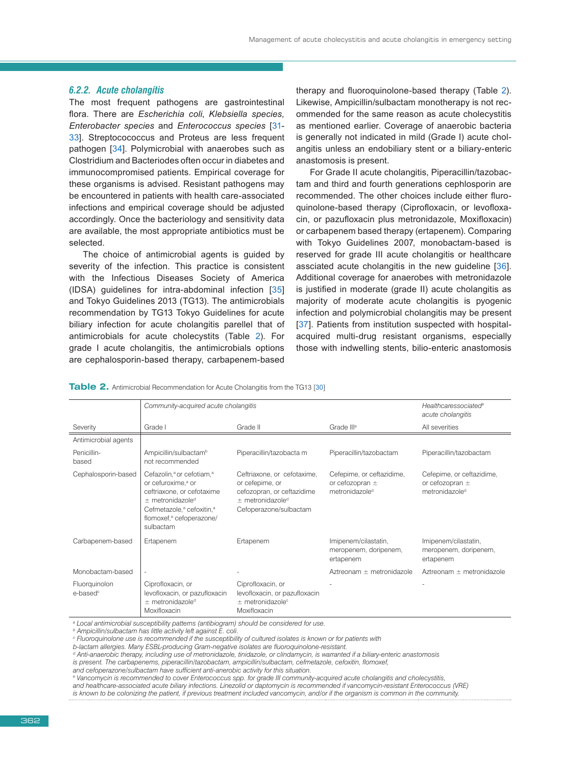### 6.2.2. Acute cholangitis

The most frequent pathogens are gastrointestinal flora. There are *Escherichia coli*, *Klebsiella species, Enterobacter species* and *Enterococcus species* [31-33]. Streptocococcus and Proteus are less frequent pathogen [34]. Polymicrobial with anaerobes such as Clostridium and Bacteriodes often occur in diabetes and immunocompromised patients. Empirical coverage for these organisms is advised. Resistant pathogens may be encountered in patients with health care-associated infections and empirical coverage should be adjusted accordingly. Once the bacteriology and sensitivity data are available, the most appropriate antibiotics must be selected.

The choice of antimicrobial agents is guided by severity of the infection. This practice is consistent with the Infectious Diseases Society of America (IDSA) guidelines for intra-abdominal infection [35] and Tokyo Guidelines 2013 (TG13). The antimicrobials recommendation by TG13 Tokyo Guidelines for acute biliary infection for acute cholangitis parellel that of antimicrobials for acute cholecystits (Table 2). For grade I acute cholangitis, the antimicrobials options are cephalosporin-based therapy, carbapenem-based therapy and fluoroquinolone-based therapy (Table 2). Likewise, Ampicillin/sulbactam monotherapy is not recommended for the same reason as acute cholecystitis as mentioned earlier. Coverage of anaerobic bacteria is generally not indicated in mild (Grade I) acute cholangitis unless an endobiliary stent or a biliary-enteric anastomosis is present.

For Grade II acute cholangitis, Piperacillin/tazobactam and third and fourth generations cephlosporin are recommended. The other choices include either fluroquinolone-based therapy (Ciprofloxacin, or levofloxacin, or pazufloxacin plus metronidazole, Moxifloxacin) or carbapenem based therapy (ertapenem). Comparing with Tokyo Guidelines 2007, monobactam-based is reserved for grade III acute cholangitis or healthcare assciated acute cholangitis in the new guideline [36]. Additional coverage for anaerobes with metronidazole is justified in moderate (grade II) acute cholangitis as majority of moderate acute cholangitis is pyogenic infection and polymicrobial cholangitis may be present [37]. Patients from institution suspected with hospital-acquired multi-drug resistant organisms, especially those with indwelling stents, bilio-enteric anastomosis

**Table 2.** Antimicrobial Recommendation for Acute Cholangitis from the TG13 [30]

| | *Community-acquired acute cholangitis* | | | *Healthcareassociated[e] acute cholangitis* |
|---|---|---|---|---|
| Severity | Grade I | Grade II | Grade III[e] | All severities |
| Antimicrobial agents | | | | |
| Penicillin-based | Ampicillin/sulbactam[b] not recommended | Piperacillin/tazobacta m | Piperacillin/tazobactam | Piperacillin/tazobactam |
| Cephalosporin-based | Cefazolin,[a] or cefotiam,[a] or cefuroxime,[a] or ceftriaxone, or cefotaxime ± metronidazole[d] Cefmetazole,[a] cefoxitin,[a] flomoxef,[a] cefoperazone/sulbactam | Ceftriaxone, or cefotaxime, or cefepime, or cefozopran, or ceftazidime ± metronidazole[d] Cefoperazone/sulbactam | Cefepime, or ceftazidime, or cefozopran ± metronidazole[d] | Cefepime, or ceftazidime, or cefozopran ± metronidazole[d] |
| Carbapenem-based | Ertapenem | Ertapenem | Imipenem/cilastatin, meropenem, doripenem, ertapenem | Imipenem/cilastatin, meropenem, doripenem, ertapenem |
| Monobactam-based | - | - | Aztreonam ± metronidazole | Aztreonam ± metronidazole |
| Fluorquinolone-based[c] | Ciprofloxacin, or levofloxacin, or pazufloxacin ± metronidazole[d] Moxifloxacin | Ciprofloxacin, or levofloxacin, or pazufloxacin ± metronidazole[c] Moxifloxacin | - | - |

[a] *Local antimicrobial susceptibility patterns (antibiogram) should be considered for use.*
[b] *Ampicillin/sulbactam has little activity left against E. coli.*
[c] *Fluoroquinolone use is recommended if the susceptibility of cultured isolates is known or for patients with b-lactam allergies. Many ESBL-producing Gram-negative isolates are fluoroquinolone-resistant.*
[d] *Anti-anaerobic therapy, including use of metronidazole, tinidazole, or clindamycin, is warranted if a biliary-enteric anastomosis is present. The carbapenems, piperacillin/tazobactam, ampicillin/sulbactam, cefmetazole, cefoxitin, flomoxef, and cefoperazone/sulbactam have sufficient anti-anerobic activity for this situation.*
[e] *Vancomycin is recommended to cover Enterococcus spp. for grade III community-acquired acute cholangitis and cholecystitis, and healthcare-associated acute biliary infections. Linezolid or daptomycin is recommended if vancomycin-resistant Enterococcus (VRE) is known to be colonizing the patient, if previous treatment included vancomycin, and/or if the organism is common in the community.*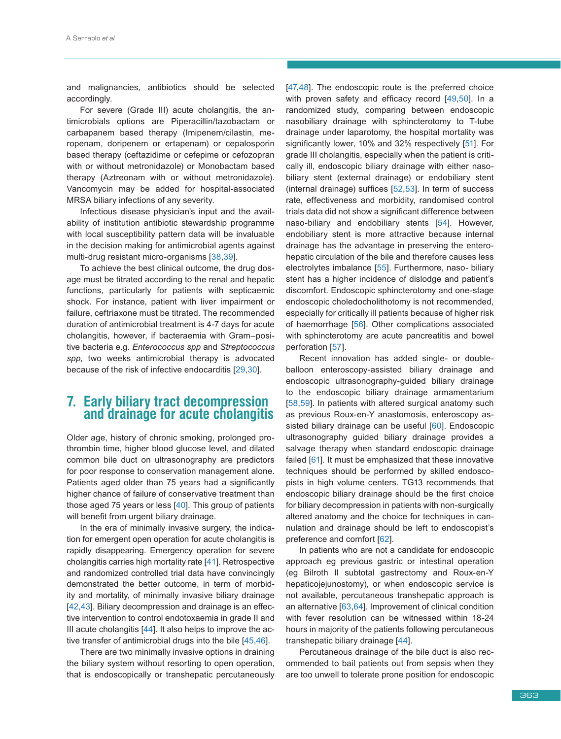and malignancies, antibiotics should be selected accordingly.

For severe (Grade III) acute cholangitis, the antimicrobials options are Piperacillin/tazobactam or carbapanem based therapy (Imipenem/cilastin, meropenam, doripenem or ertapenam) or cepalosporin based therapy (ceftazidime or cefepime or cefozopran with or without metronidazole) or Monobactam based therapy (Aztreonam with or without metronidazole). Vancomycin may be added for hospital-associated MRSA biliary infections of any severity.

Infectious disease physician's input and the availability of institution antibiotic stewardship programme with local susceptibility pattern data will be invaluable in the decision making for antimicrobial agents against multi-drug resistant micro-organisms [38,39].

To achieve the best clinical outcome, the drug dosage must be titrated according to the renal and hepatic functions, particularly for patients with septicaemic shock. For instance, patient with liver impairment or failure, ceftriaxone must be titrated. The recommended duration of antimicrobial treatment is 4-7 days for acute cholangitis, however, if bacteraemia with Gram–positive bacteria e.g. *Enterococcus spp* and *Streptococcus spp*, two weeks antimicrobial therapy is advocated because of the risk of infective endocarditis [29,30].

## 7. Early biliary tract decompression and drainage for acute cholangitis

Older age, history of chronic smoking, prolonged prothrombin time, higher blood glucose level, and dilated common bile duct on ultrasonography are predictors for poor response to conservation management alone. Patients aged older than 75 years had a significantly higher chance of failure of conservative treatment than those aged 75 years or less [40]. This group of patients will benefit from urgent biliary drainage.

In the era of minimally invasive surgery, the indication for emergent open operation for acute cholangitis is rapidly disappearing. Emergency operation for severe cholangitis carries high mortality rate [41]. Retrospective and randomized controlled trial data have convincingly demonstrated the better outcome, in term of morbidity and mortality, of minimally invasive biliary drainage [42,43]. Biliary decompression and drainage is an effective intervention to control endotoxaemia in grade II and III acute cholangitis [44]. It also helps to improve the active transfer of antimicrobial drugs into the bile [45,46].

There are two minimally invasive options in draining the biliary system without resorting to open operation, that is endoscopically or transhepatic percutaneously [47,48]. The endoscopic route is the preferred choice with proven safety and efficacy record [49,50]. In a randomized study, comparing between endoscopic nasobiliary drainage with sphincterotomy to T-tube drainage under laparotomy, the hospital mortality was significantly lower, 10% and 32% respectively [51]. For grade III cholangitis, especially when the patient is critically ill, endoscopic biliary drainage with either nasobiliary stent (external drainage) or endobiliary stent (internal drainage) suffices [52,53]. In term of success rate, effectiveness and morbidity, randomised control trials data did not show a significant difference between naso-biliary and endobiliary stents [54]. However, endobiliary stent is more attractive because internal drainage has the advantage in preserving the enterohepatic circulation of the bile and therefore causes less electrolytes imbalance [55]. Furthermore, naso- biliary stent has a higher incidence of dislodge and patient's discomfort. Endoscopic sphincterotomy and one-stage endoscopic choledocholithotomy is not recommended, especially for critically ill patients because of higher risk of haemorrhage [56]. Other complications associated with sphincterotomy are acute pancreatitis and bowel perforation [57].

Recent innovation has added single- or double-balloon enteroscopy-assisted biliary drainage and endoscopic ultrasonography-guided biliary drainage to the endoscopic biliary drainage armamentarium [58,59]. In patients with altered surgical anatomy such as previous Roux-en-Y anastomosis, enteroscopy assisted biliary drainage can be useful [60]. Endoscopic ultrasonography guided biliary drainage provides a salvage therapy when standard endoscopic drainage failed [61]. It must be emphasized that these innovative techniques should be performed by skilled endoscopists in high volume centers. TG13 recommends that endoscopic biliary drainage should be the first choice for biliary decompression in patients with non-surgically altered anatomy and the choice for techniques in cannulation and drainage should be left to endoscopist's preference and comfort [62].

In patients who are not a candidate for endoscopic approach eg previous gastric or intestinal operation (eg Bilroth II subtotal gastrectomy and Roux-en-Y hepaticojejunostomy), or when endoscopic service is not available, percutaneous transhepatic approach is an alternative [63,64]. Improvement of clinical condition with fever resolution can be witnessed within 18-24 hours in majority of the patients following percutaneous transhepatic biliary drainage [44].

Percutaneous drainage of the bile duct is also recommended to bail patients out from sepsis when they are too unwell to tolerate prone position for endoscopic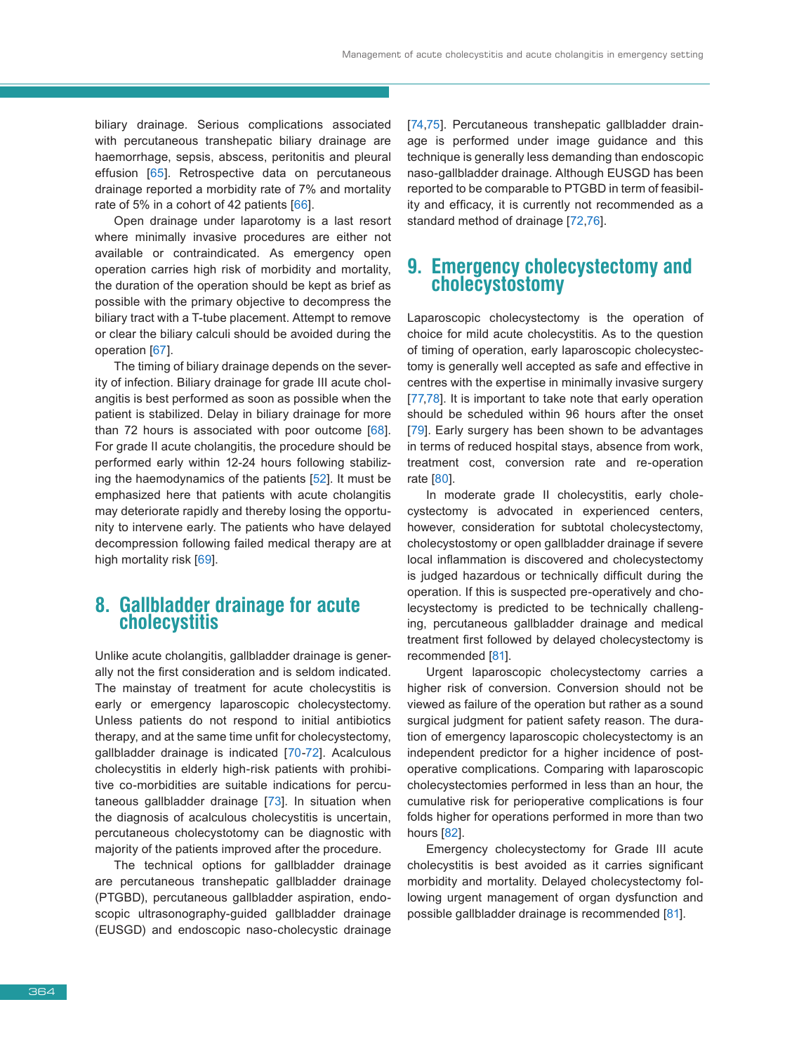biliary drainage. Serious complications associated with percutaneous transhepatic biliary drainage are haemorrhage, sepsis, abscess, peritonitis and pleural effusion [65]. Retrospective data on percutaneous drainage reported a morbidity rate of 7% and mortality rate of 5% in a cohort of 42 patients [66].

Open drainage under laparotomy is a last resort where minimally invasive procedures are either not available or contraindicated. As emergency open operation carries high risk of morbidity and mortality, the duration of the operation should be kept as brief as possible with the primary objective to decompress the biliary tract with a T-tube placement. Attempt to remove or clear the biliary calculi should be avoided during the operation [67].

The timing of biliary drainage depends on the severity of infection. Biliary drainage for grade III acute cholangitis is best performed as soon as possible when the patient is stabilized. Delay in biliary drainage for more than 72 hours is associated with poor outcome [68]. For grade II acute cholangitis, the procedure should be performed early within 12-24 hours following stabilizing the haemodynamics of the patients [52]. It must be emphasized here that patients with acute cholangitis may deteriorate rapidly and thereby losing the opportunity to intervene early. The patients who have delayed decompression following failed medical therapy are at high mortality risk [69].

## 8. Gallbladder drainage for acute cholecystitis

Unlike acute cholangitis, gallbladder drainage is generally not the first consideration and is seldom indicated. The mainstay of treatment for acute cholecystitis is early or emergency laparoscopic cholecystectomy. Unless patients do not respond to initial antibiotics therapy, and at the same time unfit for cholecystectomy, gallbladder drainage is indicated [70-72]. Acalculous cholecystitis in elderly high-risk patients with prohibitive co-morbidities are suitable indications for percutaneous gallbladder drainage [73]. In situation when the diagnosis of acalculous cholecystitis is uncertain, percutaneous cholecystotomy can be diagnostic with majority of the patients improved after the procedure.

The technical options for gallbladder drainage are percutaneous transhepatic gallbladder drainage (PTGBD), percutaneous gallbladder aspiration, endoscopic ultrasonography-guided gallbladder drainage (EUSGD) and endoscopic naso-cholecystic drainage [74,75]. Percutaneous transhepatic gallbladder drainage is performed under image guidance and this technique is generally less demanding than endoscopic naso-gallbladder drainage. Although EUSGD has been reported to be comparable to PTGBD in term of feasibility and efficacy, it is currently not recommended as a standard method of drainage [72,76].

## 9. Emergency cholecystectomy and cholecystostomy

Laparoscopic cholecystectomy is the operation of choice for mild acute cholecystitis. As to the question of timing of operation, early laparoscopic cholecystectomy is generally well accepted as safe and effective in centres with the expertise in minimally invasive surgery [77,78]. It is important to take note that early operation should be scheduled within 96 hours after the onset [79]. Early surgery has been shown to be advantages in terms of reduced hospital stays, absence from work, treatment cost, conversion rate and re-operation rate [80].

In moderate grade II cholecystitis, early cholecystectomy is advocated in experienced centers, however, consideration for subtotal cholecystectomy, cholecystostomy or open gallbladder drainage if severe local inflammation is discovered and cholecystectomy is judged hazardous or technically difficult during the operation. If this is suspected pre-operatively and cholecystectomy is predicted to be technically challenging, percutaneous gallbladder drainage and medical treatment first followed by delayed cholecystectomy is recommended [81].

Urgent laparoscopic cholecystectomy carries a higher risk of conversion. Conversion should not be viewed as failure of the operation but rather as a sound surgical judgment for patient safety reason. The duration of emergency laparoscopic cholecystectomy is an independent predictor for a higher incidence of postoperative complications. Comparing with laparoscopic cholecystectomies performed in less than an hour, the cumulative risk for perioperative complications is four folds higher for operations performed in more than two hours [82].

Emergency cholecystectomy for Grade III acute cholecystitis is best avoided as it carries significant morbidity and mortality. Delayed cholecystectomy following urgent management of organ dysfunction and possible gallbladder drainage is recommended [81].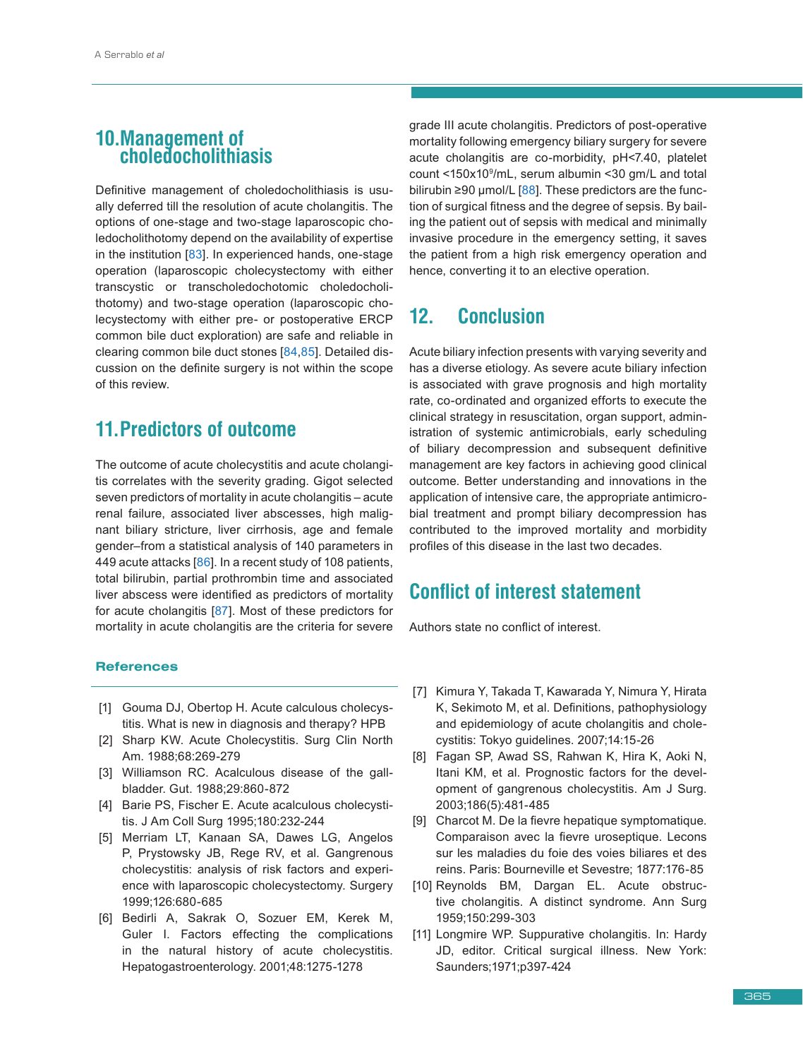## 10. Management of choledocholithiasis

Definitive management of choledocholithiasis is usually deferred till the resolution of acute cholangitis. The options of one-stage and two-stage laparoscopic choledocholithotomy depend on the availability of expertise in the institution [83]. In experienced hands, one-stage operation (laparoscopic cholecystectomy with either transcystic or transcholedochotomic choledocholithotomy) and two-stage operation (laparoscopic cholecystectomy with either pre- or postoperative ERCP common bile duct exploration) are safe and reliable in clearing common bile duct stones [84,85]. Detailed discussion on the definite surgery is not within the scope of this review.

## 11. Predictors of outcome

The outcome of acute cholecystitis and acute cholangitis correlates with the severity grading. Gigot selected seven predictors of mortality in acute cholangitis – acute renal failure, associated liver abscesses, high malignant biliary stricture, liver cirrhosis, age and female gender–from a statistical analysis of 140 parameters in 449 acute attacks [86]. In a recent study of 108 patients, total bilirubin, partial prothrombin time and associated liver abscess were identified as predictors of mortality for acute cholangitis [87]. Most of these predictors for mortality in acute cholangitis are the criteria for severe grade III acute cholangitis. Predictors of post-operative mortality following emergency biliary surgery for severe acute cholangitis are co-morbidity, pH<7.40, platelet count $<150x10^9$/mL, serum albumin <30 gm/L and total bilirubin ≥90 μmol/L [88]. These predictors are the function of surgical fitness and the degree of sepsis. By bailing the patient out of sepsis with medical and minimally invasive procedure in the emergency setting, it saves the patient from a high risk emergency operation and hence, converting it to an elective operation.

## 12. Conclusion

Acute biliary infection presents with varying severity and has a diverse etiology. As severe acute biliary infection is associated with grave prognosis and high mortality rate, co-ordinated and organized efforts to execute the clinical strategy in resuscitation, organ support, administration of systemic antimicrobials, early scheduling of biliary decompression and subsequent definitive management are key factors in achieving good clinical outcome. Better understanding and innovations in the application of intensive care, the appropriate antimicrobial treatment and prompt biliary decompression has contributed to the improved mortality and morbidity profiles of this disease in the last two decades.

## Conflict of interest statement

Authors state no conflict of interest.

### References

[1] Gouma DJ, Obertop H. Acute calculous cholecystitis. What is new in diagnosis and therapy? HPB

[2] Sharp KW. Acute Cholecystitis. Surg Clin North Am. 1988;68:269-279

[3] Williamson RC. Acalculous disease of the gallbladder. Gut. 1988;29:860-872

[4] Barie PS, Fischer E. Acute acalculous cholecystitis. J Am Coll Surg 1995;180:232-244

[5] Merriam LT, Kanaan SA, Dawes LG, Angelos P, Prystowsky JB, Rege RV, et al. Gangrenous cholecystitis: analysis of risk factors and experience with laparoscopic cholecystectomy. Surgery 1999;126:680-685

[6] Bedirli A, Sakrak O, Sozuer EM, Kerek M, Guler I. Factors effecting the complications in the natural history of acute cholecystitis. Hepatogastroenterology. 2001;48:1275-1278

[7] Kimura Y, Takada T, Kawarada Y, Nimura Y, Hirata K, Sekimoto M, et al. Definitions, pathophysiology and epidemiology of acute cholangitis and cholecystitis: Tokyo guidelines. 2007;14:15-26

[8] Fagan SP, Awad SS, Rahwan K, Hira K, Aoki N, Itani KM, et al. Prognostic factors for the development of gangrenous cholecystitis. Am J Surg. 2003;186(5):481-485

[9] Charcot M. De la fievre hepatique symptomatique. Comparaison avec la fievre uroseptique. Lecons sur les maladies du foie des voies biliares et des reins. Paris: Bourneville et Sevestre; 1877:176-85

[10] Reynolds BM, Dargan EL. Acute obstructive cholangitis. A distinct syndrome. Ann Surg 1959;150:299-303

[11] Longmire WP. Suppurative cholangitis. In: Hardy JD, editor. Critical surgical illness. New York: Saunders;1971;p397-424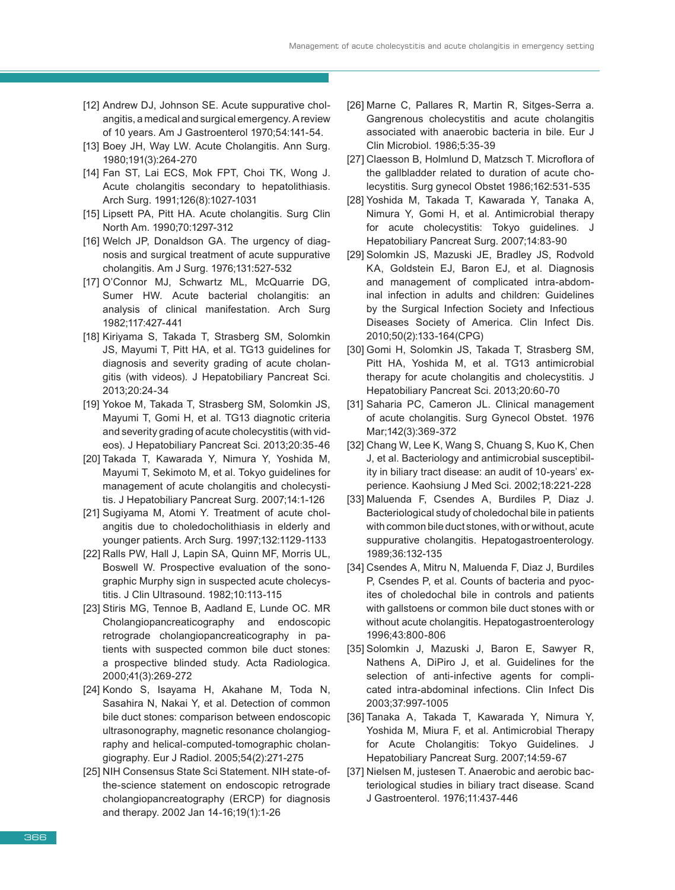[12] Andrew DJ, Johnson SE. Acute suppurative cholangitis, a medical and surgical emergency. A review of 10 years. Am J Gastroenterol 1970;54:141-54.

[13] Boey JH, Way LW. Acute Cholangitis. Ann Surg. 1980;191(3):264-270

[14] Fan ST, Lai ECS, Mok FPT, Choi TK, Wong J. Acute cholangitis secondary to hepatolithiasis. Arch Surg. 1991;126(8):1027-1031

[15] Lipsett PA, Pitt HA. Acute cholangitis. Surg Clin North Am. 1990;70:1297-312

[16] Welch JP, Donaldson GA. The urgency of diagnosis and surgical treatment of acute suppurative cholangitis. Am J Surg. 1976;131:527-532

[17] O'Connor MJ, Schwartz ML, McQuarrie DG, Sumer HW. Acute bacterial cholangitis: an analysis of clinical manifestation. Arch Surg 1982;117:427-441

[18] Kiriyama S, Takada T, Strasberg SM, Solomkin JS, Mayumi T, Pitt HA, et al. TG13 guidelines for diagnosis and severity grading of acute cholangitis (with videos). J Hepatobiliary Pancreat Sci. 2013;20:24-34

[19] Yokoe M, Takada T, Strasberg SM, Solomkin JS, Mayumi T, Gomi H, et al. TG13 diagnotic criteria and severity grading of acute cholecystitis (with videos). J Hepatobiliary Pancreat Sci. 2013;20:35-46

[20] Takada T, Kawarada Y, Nimura Y, Yoshida M, Mayumi T, Sekimoto M, et al. Tokyo guidelines for management of acute cholangitis and cholecystitis. J Hepatobiliary Pancreat Surg. 2007;14:1-126

[21] Sugiyama M, Atomi Y. Treatment of acute cholangitis due to choledocholithiasis in elderly and younger patients. Arch Surg. 1997;132:1129-1133

[22] Ralls PW, Hall J, Lapin SA, Quinn MF, Morris UL, Boswell W. Prospective evaluation of the sonographic Murphy sign in suspected acute cholecystitis. J Clin Ultrasound. 1982;10:113-115

[23] Stiris MG, Tennoe B, Aadland E, Lunde OC. MR Cholangiopancreaticography and endoscopic retrograde cholangiopancreaticography in patients with suspected common bile duct stones: a prospective blinded study. Acta Radiologica. 2000;41(3):269-272

[24] Kondo S, Isayama H, Akahane M, Toda N, Sasahira N, Nakai Y, et al. Detection of common bile duct stones: comparison between endoscopic ultrasonography, magnetic resonance cholangiography and helical-computed-tomographic cholangiography. Eur J Radiol. 2005;54(2):271-275

[25] NIH Consensus State Sci Statement. NIH state-of-the-science statement on endoscopic retrograde cholangiopancreatography (ERCP) for diagnosis and therapy. 2002 Jan 14-16;19(1):1-26

[26] Marne C, Pallares R, Martin R, Sitges-Serra a. Gangrenous cholecystitis and acute cholangitis associated with anaerobic bacteria in bile. Eur J Clin Microbiol. 1986;5:35-39

[27] Claesson B, Holmlund D, Matzsch T. Microflora of the gallbladder related to duration of acute cholecystitis. Surg gynecol Obstet 1986;162:531-535

[28] Yoshida M, Takada T, Kawarada Y, Tanaka A, Nimura Y, Gomi H, et al. Antimicrobial therapy for acute cholecystitis: Tokyo guidelines. J Hepatobiliary Pancreat Surg. 2007;14:83-90

[29] Solomkin JS, Mazuski JE, Bradley JS, Rodvold KA, Goldstein EJ, Baron EJ, et al. Diagnosis and management of complicated intra-abdominal infection in adults and children: Guidelines by the Surgical Infection Society and Infectious Diseases Society of America. Clin Infect Dis. 2010;50(2):133-164(CPG)

[30] Gomi H, Solomkin JS, Takada T, Strasberg SM, Pitt HA, Yoshida M, et al. TG13 antimicrobial therapy for acute cholangitis and cholecystitis. J Hepatobiliary Pancreat Sci. 2013;20:60-70

[31] Saharia PC, Cameron JL. Clinical management of acute cholangitis. Surg Gynecol Obstet. 1976 Mar;142(3):369-372

[32] Chang W, Lee K, Wang S, Chuang S, Kuo K, Chen J, et al. Bacteriology and antimicrobial susceptibility in biliary tract disease: an audit of 10-years' experience. Kaohsiung J Med Sci. 2002;18:221-228

[33] Maluenda F, Csendes A, Burdiles P, Diaz J. Bacteriological study of choledochal bile in patients with common bile duct stones, with or without, acute suppurative cholangitis. Hepatogastroenterology. 1989;36:132-135

[34] Csendes A, Mitru N, Maluenda F, Diaz J, Burdiles P, Csendes P, et al. Counts of bacteria and pyocites of choledochal bile in controls and patients with gallstoens or common bile duct stones with or without acute cholangitis. Hepatogastroenterology 1996;43:800-806

[35] Solomkin J, Mazuski J, Baron E, Sawyer R, Nathens A, DiPiro J, et al. Guidelines for the selection of anti-infective agents for complicated intra-abdominal infections. Clin Infect Dis 2003;37:997-1005

[36] Tanaka A, Takada T, Kawarada Y, Nimura Y, Yoshida M, Miura F, et al. Antimicrobial Therapy for Acute Cholangitis: Tokyo Guidelines. J Hepatobiliary Pancreat Surg. 2007;14:59-67

[37] Nielsen M, justesen T. Anaerobic and aerobic bacteriological studies in biliary tract disease. Scand J Gastroenterol. 1976;11:437-446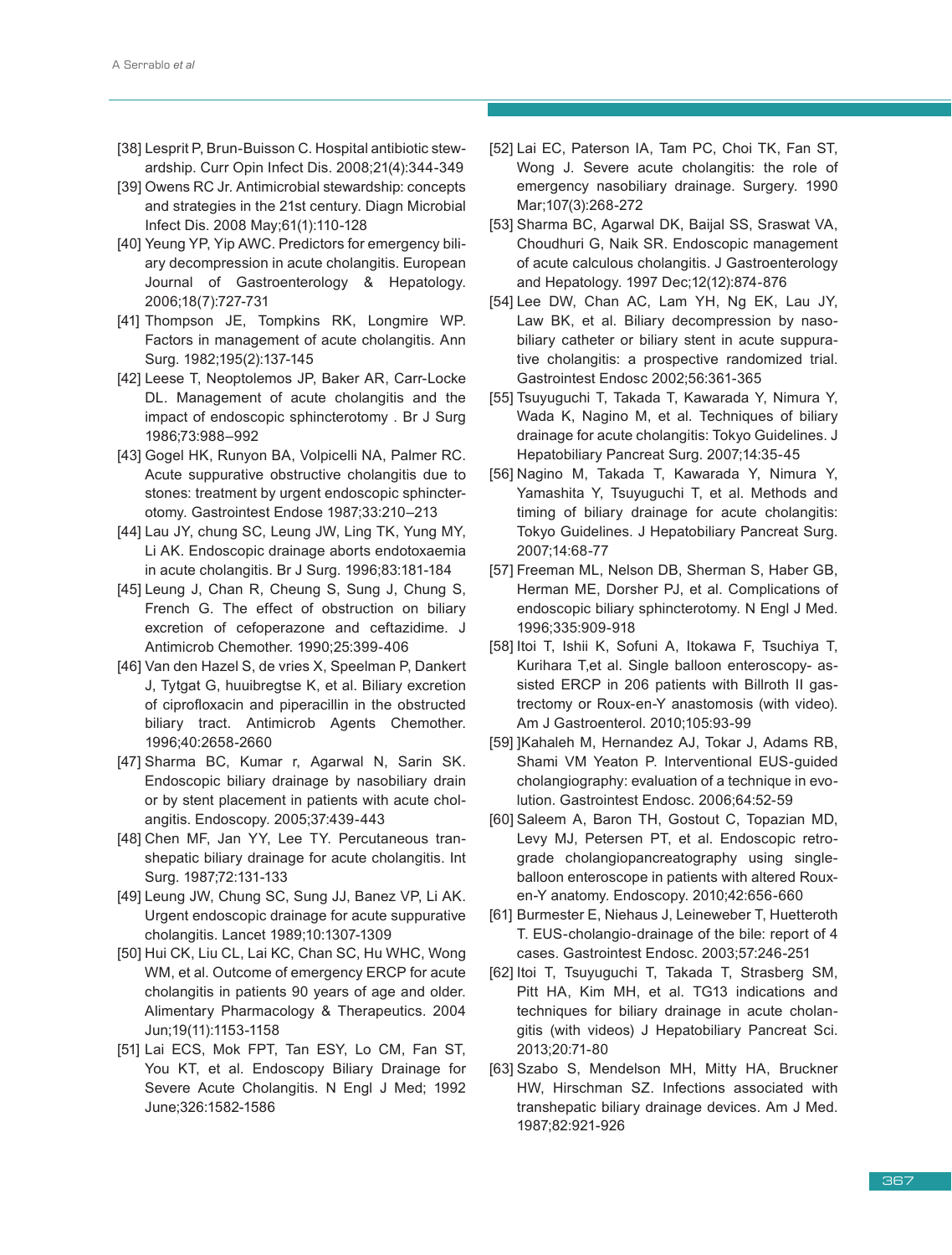[38] Lesprit P, Brun-Buisson C. Hospital antibiotic stewardship. Curr Opin Infect Dis. 2008;21(4):344-349

[39] Owens RC Jr. Antimicrobial stewardship: concepts and strategies in the 21st century. Diagn Microbial Infect Dis. 2008 May;61(1):110-128

[40] Yeung YP, Yip AWC. Predictors for emergency biliary decompression in acute cholangitis. European Journal of Gastroenterology & Hepatology. 2006;18(7):727-731

[41] Thompson JE, Tompkins RK, Longmire WP. Factors in management of acute cholangitis. Ann Surg. 1982;195(2):137-145

[42] Leese T, Neoptolemos JP, Baker AR, Carr-Locke DL. Management of acute cholangitis and the impact of endoscopic sphincterotomy . Br J Surg 1986;73:988–992

[43] Gogel HK, Runyon BA, Volpicelli NA, Palmer RC. Acute suppurative obstructive cholangitis due to stones: treatment by urgent endoscopic sphincterotomy. Gastrointest Endose 1987;33:210–213

[44] Lau JY, chung SC, Leung JW, Ling TK, Yung MY, Li AK. Endoscopic drainage aborts endotoxaemia in acute cholangitis. Br J Surg. 1996;83:181-184

[45] Leung J, Chan R, Cheung S, Sung J, Chung S, French G. The effect of obstruction on biliary excretion of cefoperazone and ceftazidime. J Antimicrob Chemother. 1990;25:399-406

[46] Van den Hazel S, de vries X, Speelman P, Dankert J, Tytgat G, huuibregtse K, et al. Biliary excretion of ciprofloxacin and piperacillin in the obstructed biliary tract. Antimicrob Agents Chemother. 1996;40:2658-2660

[47] Sharma BC, Kumar r, Agarwal N, Sarin SK. Endoscopic biliary drainage by nasobiliary drain or by stent placement in patients with acute cholangitis. Endoscopy. 2005;37:439-443

[48] Chen MF, Jan YY, Lee TY. Percutaneous transhepatic biliary drainage for acute cholangitis. Int Surg. 1987;72:131-133

[49] Leung JW, Chung SC, Sung JJ, Banez VP, Li AK. Urgent endoscopic drainage for acute suppurative cholangitis. Lancet 1989;10:1307-1309

[50] Hui CK, Liu CL, Lai KC, Chan SC, Hu WHC, Wong WM, et al. Outcome of emergency ERCP for acute cholangitis in patients 90 years of age and older. Alimentary Pharmacology & Therapeutics. 2004 Jun;19(11):1153-1158

[51] Lai ECS, Mok FPT, Tan ESY, Lo CM, Fan ST, You KT, et al. Endoscopy Biliary Drainage for Severe Acute Cholangitis. N Engl J Med; 1992 June;326:1582-1586

[52] Lai EC, Paterson IA, Tam PC, Choi TK, Fan ST, Wong J. Severe acute cholangitis: the role of emergency nasobiliary drainage. Surgery. 1990 Mar;107(3):268-272

[53] Sharma BC, Agarwal DK, Baijal SS, Sraswat VA, Choudhuri G, Naik SR. Endoscopic management of acute calculous cholangitis. J Gastroenterology and Hepatology. 1997 Dec;12(12):874-876

[54] Lee DW, Chan AC, Lam YH, Ng EK, Lau JY, Law BK, et al. Biliary decompression by nasobiliary catheter or biliary stent in acute suppurative cholangitis: a prospective randomized trial. Gastrointest Endosc 2002;56:361-365

[55] Tsuyuguchi T, Takada T, Kawarada Y, Nimura Y, Wada K, Nagino M, et al. Techniques of biliary drainage for acute cholangitis: Tokyo Guidelines. J Hepatobiliary Pancreat Surg. 2007;14:35-45

[56] Nagino M, Takada T, Kawarada Y, Nimura Y, Yamashita Y, Tsuyuguchi T, et al. Methods and timing of biliary drainage for acute cholangitis: Tokyo Guidelines. J Hepatobiliary Pancreat Surg. 2007;14:68-77

[57] Freeman ML, Nelson DB, Sherman S, Haber GB, Herman ME, Dorsher PJ, et al. Complications of endoscopic biliary sphincterotomy. N Engl J Med. 1996;335:909-918

[58] Itoi T, Ishii K, Sofuni A, Itokawa F, Tsuchiya T, Kurihara T,et al. Single balloon enteroscopy- assisted ERCP in 206 patients with Billroth II gastrectomy or Roux-en-Y anastomosis (with video). Am J Gastroenterol. 2010;105:93-99

[59] ]Kahaleh M, Hernandez AJ, Tokar J, Adams RB, Shami VM Yeaton P. Interventional EUS-guided cholangiography: evaluation of a technique in evolution. Gastrointest Endosc. 2006;64:52-59

[60] Saleem A, Baron TH, Gostout C, Topazian MD, Levy MJ, Petersen PT, et al. Endoscopic retrograde cholangiopancreatography using single-balloon enteroscope in patients with altered Roux-en-Y anatomy. Endoscopy. 2010;42:656-660

[61] Burmester E, Niehaus J, Leineweber T, Huetteroth T. EUS-cholangio-drainage of the bile: report of 4 cases. Gastrointest Endosc. 2003;57:246-251

[62] Itoi T, Tsuyuguchi T, Takada T, Strasberg SM, Pitt HA, Kim MH, et al. TG13 indications and techniques for biliary drainage in acute cholangitis (with videos) J Hepatobiliary Pancreat Sci. 2013;20:71-80

[63] Szabo S, Mendelson MH, Mitty HA, Bruckner HW, Hirschman SZ. Infections associated with transhepatic biliary drainage devices. Am J Med. 1987;82:921-926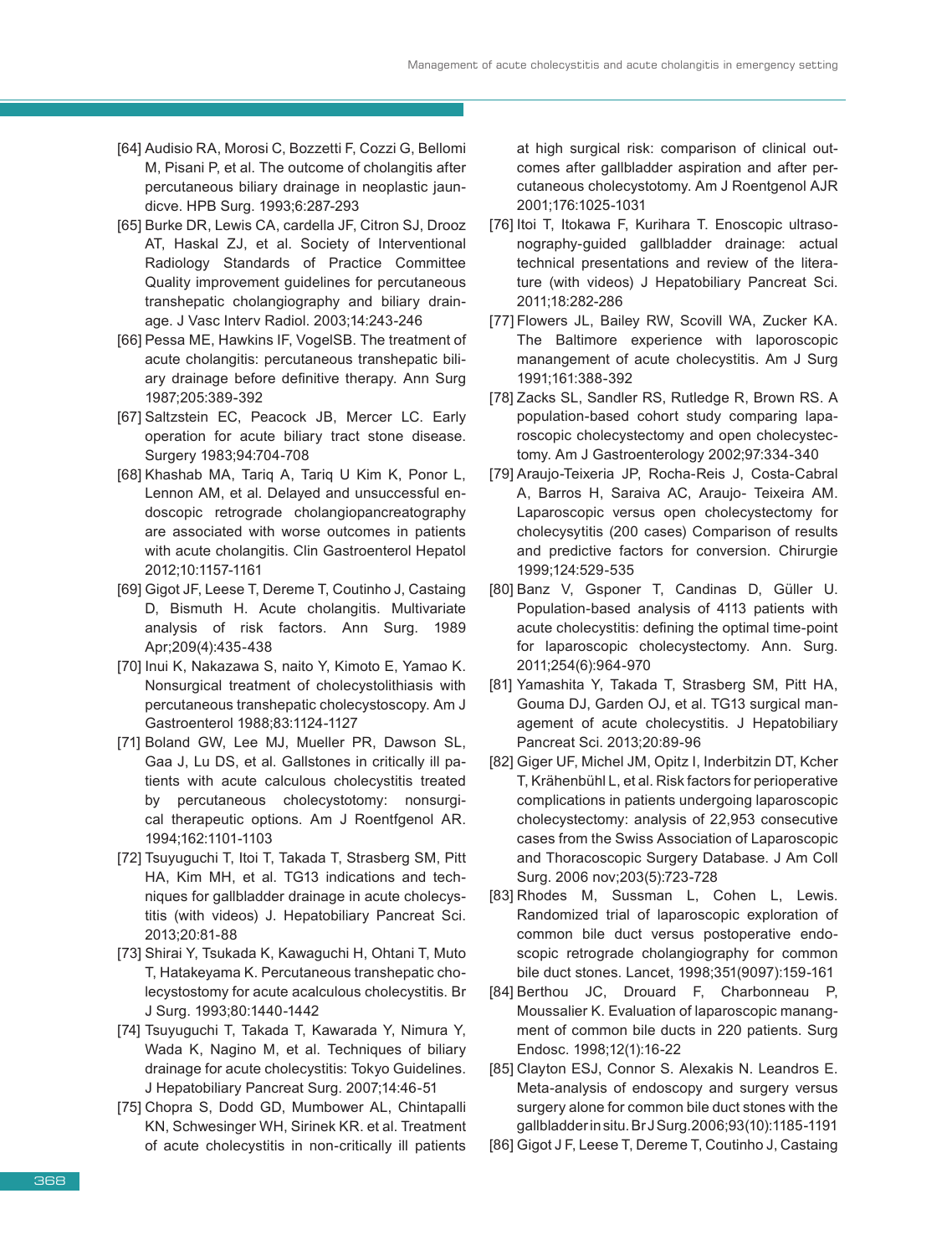[64] Audisio RA, Morosi C, Bozzetti F, Cozzi G, Bellomi M, Pisani P, et al. The outcome of cholangitis after percutaneous biliary drainage in neoplastic jaundicve. HPB Surg. 1993;6:287-293

[65] Burke DR, Lewis CA, cardella JF, Citron SJ, Drooz AT, Haskal ZJ, et al. Society of Interventional Radiology Standards of Practice Committee Quality improvement guidelines for percutaneous transhepatic cholangiography and biliary drainage. J Vasc Interv Radiol. 2003;14:243-246

[66] Pessa ME, Hawkins IF, VogelSB. The treatment of acute cholangitis: percutaneous transhepatic biliary drainage before definitive therapy. Ann Surg 1987;205:389-392

[67] Saltzstein EC, Peacock JB, Mercer LC. Early operation for acute biliary tract stone disease. Surgery 1983;94:704-708

[68] Khashab MA, Tariq A, Tariq U Kim K, Ponor L, Lennon AM, et al. Delayed and unsuccessful endoscopic retrograde cholangiopancreatography are associated with worse outcomes in patients with acute cholangitis. Clin Gastroenterol Hepatol 2012;10:1157-1161

[69] Gigot JF, Leese T, Dereme T, Coutinho J, Castaing D, Bismuth H. Acute cholangitis. Multivariate analysis of risk factors. Ann Surg. 1989 Apr;209(4):435-438

[70] Inui K, Nakazawa S, naito Y, Kimoto E, Yamao K. Nonsurgical treatment of cholecystolithiasis with percutaneous transhepatic cholecystoscopy. Am J Gastroenterol 1988;83:1124-1127

[71] Boland GW, Lee MJ, Mueller PR, Dawson SL, Gaa J, Lu DS, et al. Gallstones in critically ill patients with acute calculous cholecystitis treated by percutaneous cholecystotomy: nonsurgical therapeutic options. Am J Roentfgenol AR. 1994;162:1101-1103

[72] Tsuyuguchi T, Itoi T, Takada T, Strasberg SM, Pitt HA, Kim MH, et al. TG13 indications and techniques for gallbladder drainage in acute cholecystitis (with videos) J. Hepatobiliary Pancreat Sci. 2013;20:81-88

[73] Shirai Y, Tsukada K, Kawaguchi H, Ohtani T, Muto T, Hatakeyama K. Percutaneous transhepatic cholecystostomy for acute acalculous cholecystitis. Br J Surg. 1993;80:1440-1442

[74] Tsuyuguchi T, Takada T, Kawarada Y, Nimura Y, Wada K, Nagino M, et al. Techniques of biliary drainage for acute cholecystitis: Tokyo Guidelines. J Hepatobiliary Pancreat Surg. 2007;14:46-51

[75] Chopra S, Dodd GD, Mumbower AL, Chintapalli KN, Schwesinger WH, Sirinek KR. et al. Treatment of acute cholecystitis in non-critically ill patients at high surgical risk: comparison of clinical outcomes after gallbladder aspiration and after percutaneous cholecystotomy. Am J Roentgenol AJR 2001;176:1025-1031

[76] Itoi T, Itokawa F, Kurihara T. Enoscopic ultrasonography-guided gallbladder drainage: actual technical presentations and review of the literature (with videos) J Hepatobiliary Pancreat Sci. 2011;18:282-286

[77] Flowers JL, Bailey RW, Scovill WA, Zucker KA. The Baltimore experience with laporoscopic manangement of acute cholecystitis. Am J Surg 1991;161:388-392

[78] Zacks SL, Sandler RS, Rutledge R, Brown RS. A population-based cohort study comparing laparoscopic cholecystectomy and open cholecystectomy. Am J Gastroenterology 2002;97:334-340

[79] Araujo-Teixeria JP, Rocha-Reis J, Costa-Cabral A, Barros H, Saraiva AC, Araujo- Teixeira AM. Laparoscopic versus open cholecystectomy for cholecysytitis (200 cases) Comparison of results and predictive factors for conversion. Chirurgie 1999;124:529-535

[80] Banz V, Gsponer T, Candinas D, Güller U. Population-based analysis of 4113 patients with acute cholecystitis: defining the optimal time-point for laparoscopic cholecystectomy. Ann. Surg. 2011;254(6):964-970

[81] Yamashita Y, Takada T, Strasberg SM, Pitt HA, Gouma DJ, Garden OJ, et al. TG13 surgical management of acute cholecystitis. J Hepatobiliary Pancreat Sci. 2013;20:89-96

[82] Giger UF, Michel JM, Opitz I, Inderbitzin DT, Kcher T, Krähenbühl L, et al. Risk factors for perioperative complications in patients undergoing laparoscopic cholecystectomy: analysis of 22,953 consecutive cases from the Swiss Association of Laparoscopic and Thoracoscopic Surgery Database. J Am Coll Surg. 2006 nov;203(5):723-728

[83] Rhodes M, Sussman L, Cohen L, Lewis. Randomized trial of laparoscopic exploration of common bile duct versus postoperative endoscopic retrograde cholangiography for common bile duct stones. Lancet, 1998;351(9097):159-161

[84] Berthou JC, Drouard F, Charbonneau P, Moussalier K. Evaluation of laparoscopic manangment of common bile ducts in 220 patients. Surg Endosc. 1998;12(1):16-22

[85] Clayton ESJ, Connor S. Alexakis N. Leandros E. Meta-analysis of endoscopy and surgery versus surgery alone for common bile duct stones with the gallbladder in situ. Br J Surg.2006;93(10):1185-1191

[86] Gigot J F, Leese T, Dereme T, Coutinho J, Castaing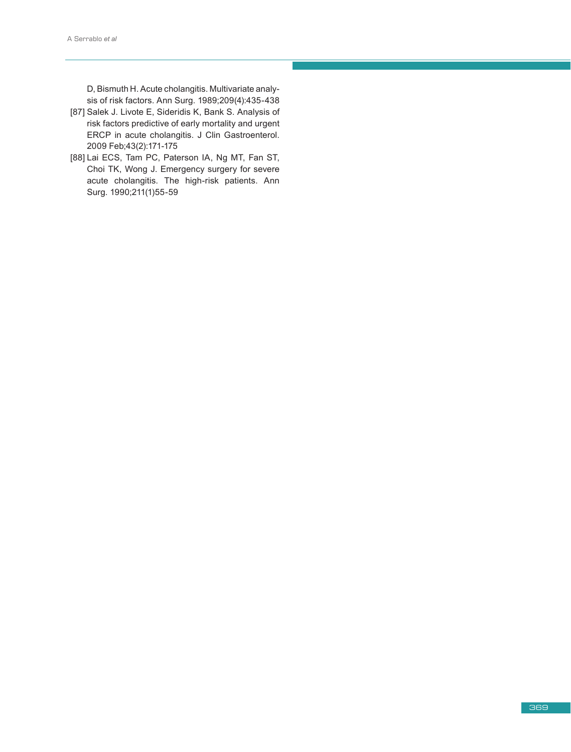D, Bismuth H. Acute cholangitis. Multivariate analysis of risk factors. Ann Surg. 1989;209(4):435-438

[87] Salek J. Livote E, Sideridis K, Bank S. Analysis of risk factors predictive of early mortality and urgent ERCP in acute cholangitis. J Clin Gastroenterol. 2009 Feb;43(2):171-175

[88] Lai ECS, Tam PC, Paterson IA, Ng MT, Fan ST, Choi TK, Wong J. Emergency surgery for severe acute cholangitis. The high-risk patients. Ann Surg. 1990;211(1)55-59